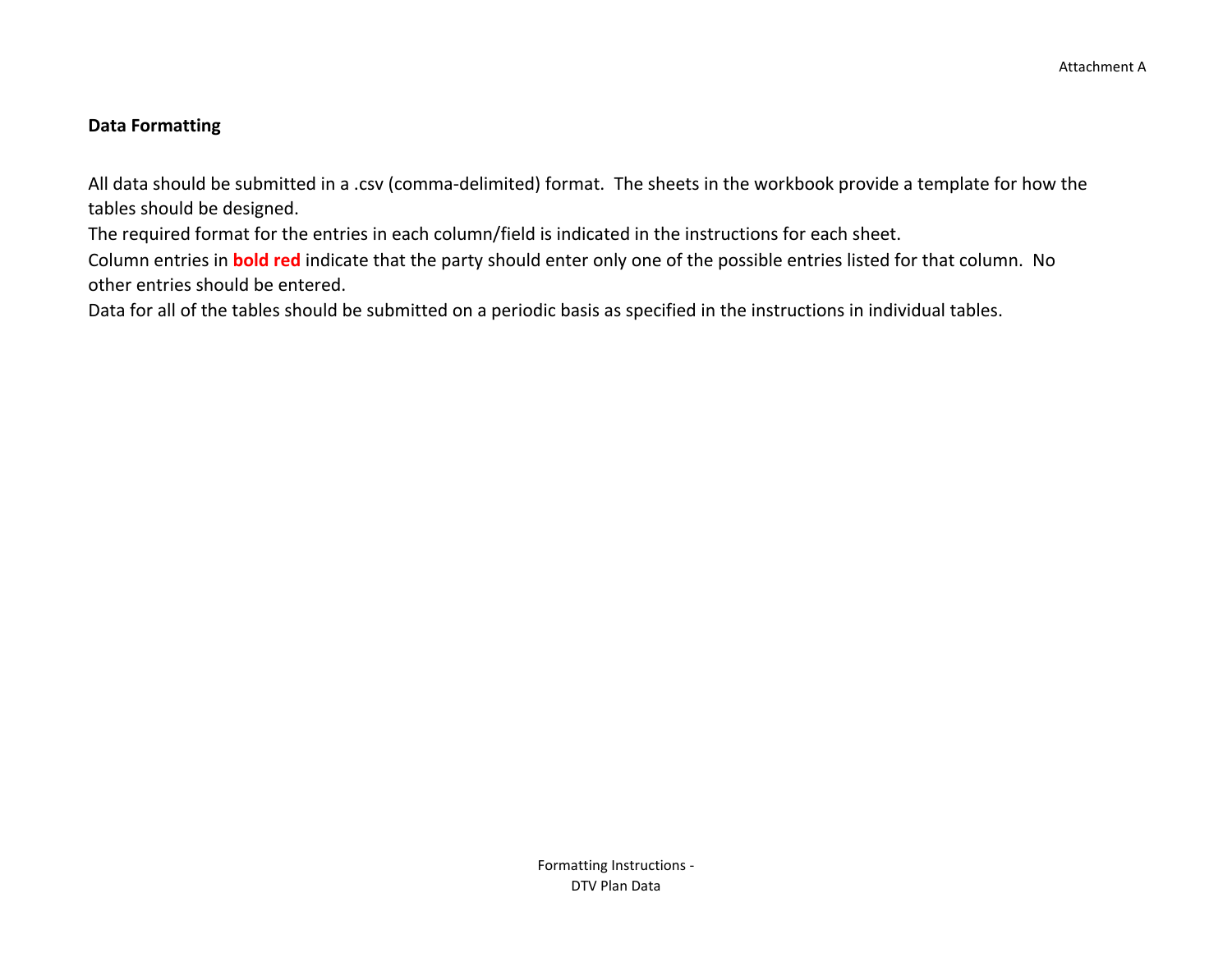## Data Formatting

All data should be submitted in a .csv (comma-delimited) format. The sheets in the workbook provide a template for how the tables should be designed.

The required format for the entries in each column/field is indicated in the instructions for each sheet.

Column entries in **bold red** indicate that the party should enter only one of the possible entries listed for that column. No other entries should be entered.

Data for all of the tables should be submitted on a periodic basis as specified in the instructions in individual tables.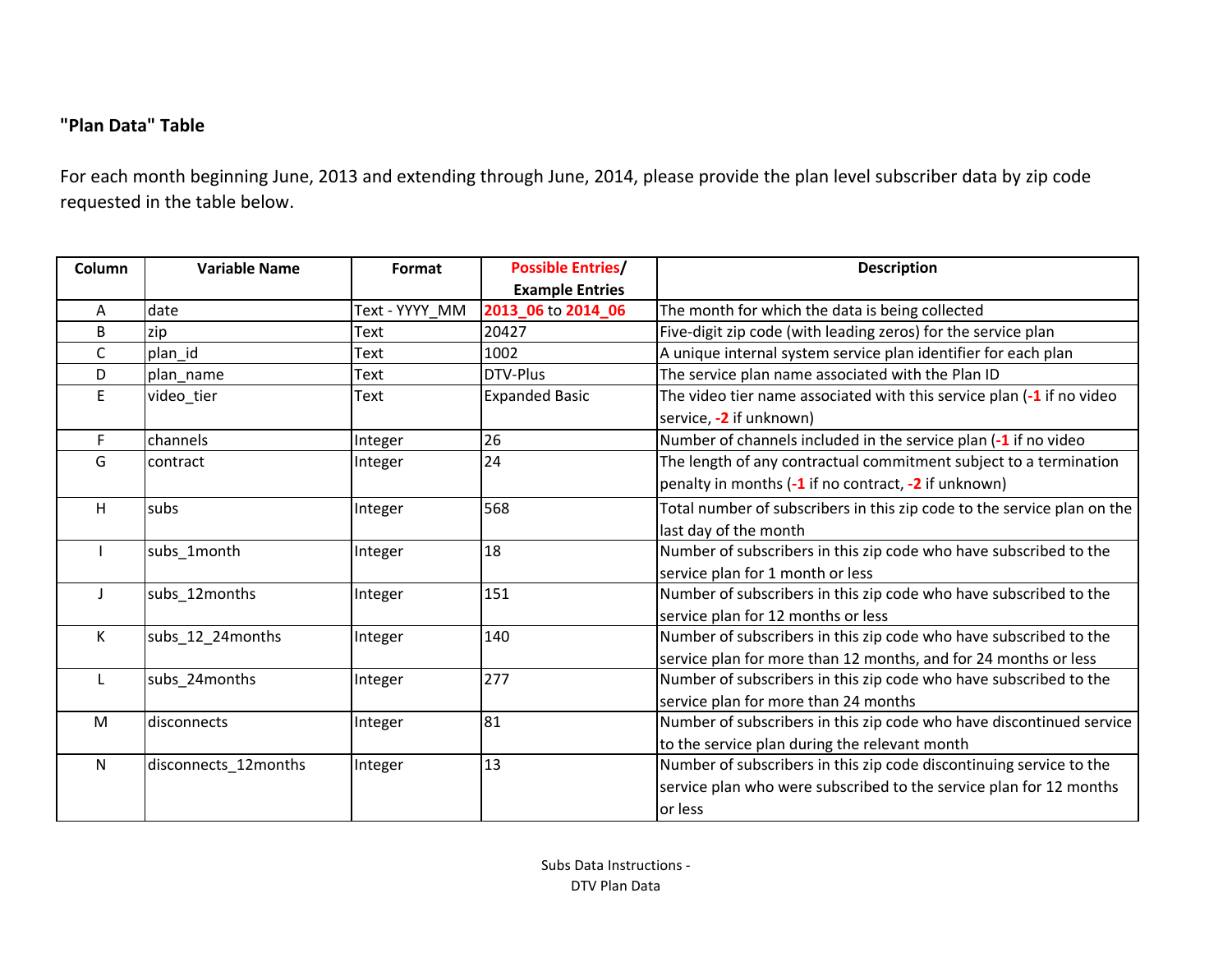**"Plan Data" Table**

For each month beginning June, 2013 and extending through June, 2014, please provide the plan level subscriber data by zip code requested in the table below.

| Column | Variable Name | Format | Possible Entries/ Example Entries | Description |
|---|---|---|---|---|
| A | date | Text - YYYY_MM | 2013_06 to 2014_06 | The month for which the data is being collected |
| B | zip | Text | 20427 | Five-digit zip code (with leading zeros) for the service plan |
| C | plan_id | Text | 1002 | A unique internal system service plan identifier for each plan |
| D | plan_name | Text | DTV-Plus | The service plan name associated with the Plan ID |
| E | video_tier | Text | Expanded Basic | The video tier name associated with this service plan (-1 if no video service, -2 if unknown) |
| F | channels | Integer | 26 | Number of channels included in the service plan (-1 if no video |
| G | contract | Integer | 24 | The length of any contractual commitment subject to a termination penalty in months (-1 if no contract, -2 if unknown) |
| H | subs | Integer | 568 | Total number of subscribers in this zip code to the service plan on the last day of the month |
| I | subs_1month | Integer | 18 | Number of subscribers in this zip code who have subscribed to the service plan for 1 month or less |
| J | subs_12months | Integer | 151 | Number of subscribers in this zip code who have subscribed to the service plan for 12 months or less |
| K | subs_12_24months | Integer | 140 | Number of subscribers in this zip code who have subscribed to the service plan for more than 12 months, and for 24 months or less |
| L | subs_24months | Integer | 277 | Number of subscribers in this zip code who have subscribed to the service plan for more than 24 months |
| M | disconnects | Integer | 81 | Number of subscribers in this zip code who have discontinued service to the service plan during the relevant month |
| N | disconnects_12months | Integer | 13 | Number of subscribers in this zip code discontinuing service to the service plan who were subscribed to the service plan for 12 months or less |

Subs Data Instructions -
DTV Plan Data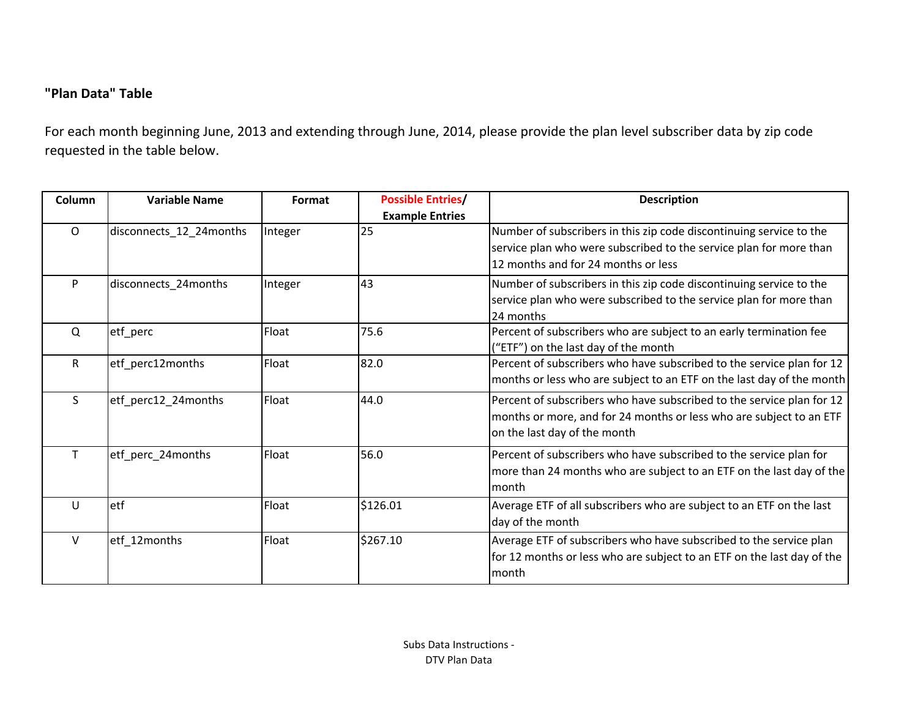**"Plan Data" Table**

For each month beginning June, 2013 and extending through June, 2014, please provide the plan level subscriber data by zip code requested in the table below.

| Column | Variable Name | Format | Possible Entries/ Example Entries | Description |
|---|---|---|---|---|
| O | disconnects_12_24months | Integer | 25 | Number of subscribers in this zip code discontinuing service to the service plan who were subscribed to the service plan for more than 12 months and for 24 months or less |
| P | disconnects_24months | Integer | 43 | Number of subscribers in this zip code discontinuing service to the service plan who were subscribed to the service plan for more than 24 months |
| Q | etf_perc | Float | 75.6 | Percent of subscribers who are subject to an early termination fee ("ETF") on the last day of the month |
| R | etf_perc12months | Float | 82.0 | Percent of subscribers who have subscribed to the service plan for 12 months or less who are subject to an ETF on the last day of the month |
| S | etf_perc12_24months | Float | 44.0 | Percent of subscribers who have subscribed to the service plan for 12 months or more, and for 24 months or less who are subject to an ETF on the last day of the month |
| T | etf_perc_24months | Float | 56.0 | Percent of subscribers who have subscribed to the service plan for more than 24 months who are subject to an ETF on the last day of the month |
| U | etf | Float | $126.01 | Average ETF of all subscribers who are subject to an ETF on the last day of the month |
| V | etf_12months | Float | $267.10 | Average ETF of subscribers who have subscribed to the service plan for 12 months or less who are subject to an ETF on the last day of the month |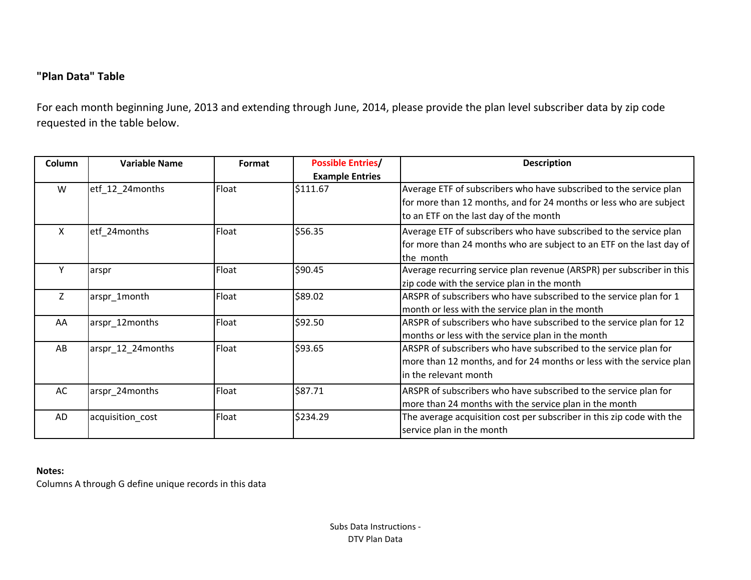**"Plan Data" Table**

For each month beginning June, 2013 and extending through June, 2014, please provide the plan level subscriber data by zip code requested in the table below.

| Column | Variable Name | Format | Possible Entries/ Example Entries | Description |
|---|---|---|---|---|
| W | etf_12_24months | Float | $111.67 | Average ETF of subscribers who have subscribed to the service plan for more than 12 months, and for 24 months or less who are subject to an ETF on the last day of the month |
| X | etf_24months | Float | $56.35 | Average ETF of subscribers who have subscribed to the service plan for more than 24 months who are subject to an ETF on the last day of the month |
| Y | arspr | Float | $90.45 | Average recurring service plan revenue (ARSPR) per subscriber in this zip code with the service plan in the month |
| Z | arspr_1month | Float | $89.02 | ARSPR of subscribers who have subscribed to the service plan for 1 month or less with the service plan in the month |
| AA | arspr_12months | Float | $92.50 | ARSPR of subscribers who have subscribed to the service plan for 12 months or less with the service plan in the month |
| AB | arspr_12_24months | Float | $93.65 | ARSPR of subscribers who have subscribed to the service plan for more than 12 months, and for 24 months or less with the service plan in the relevant month |
| AC | arspr_24months | Float | $87.71 | ARSPR of subscribers who have subscribed to the service plan for more than 24 months with the service plan in the month |
| AD | acquisition_cost | Float | $234.29 | The average acquisition cost per subscriber in this zip code with the service plan in the month |

**Notes:**
Columns A through G define unique records in this data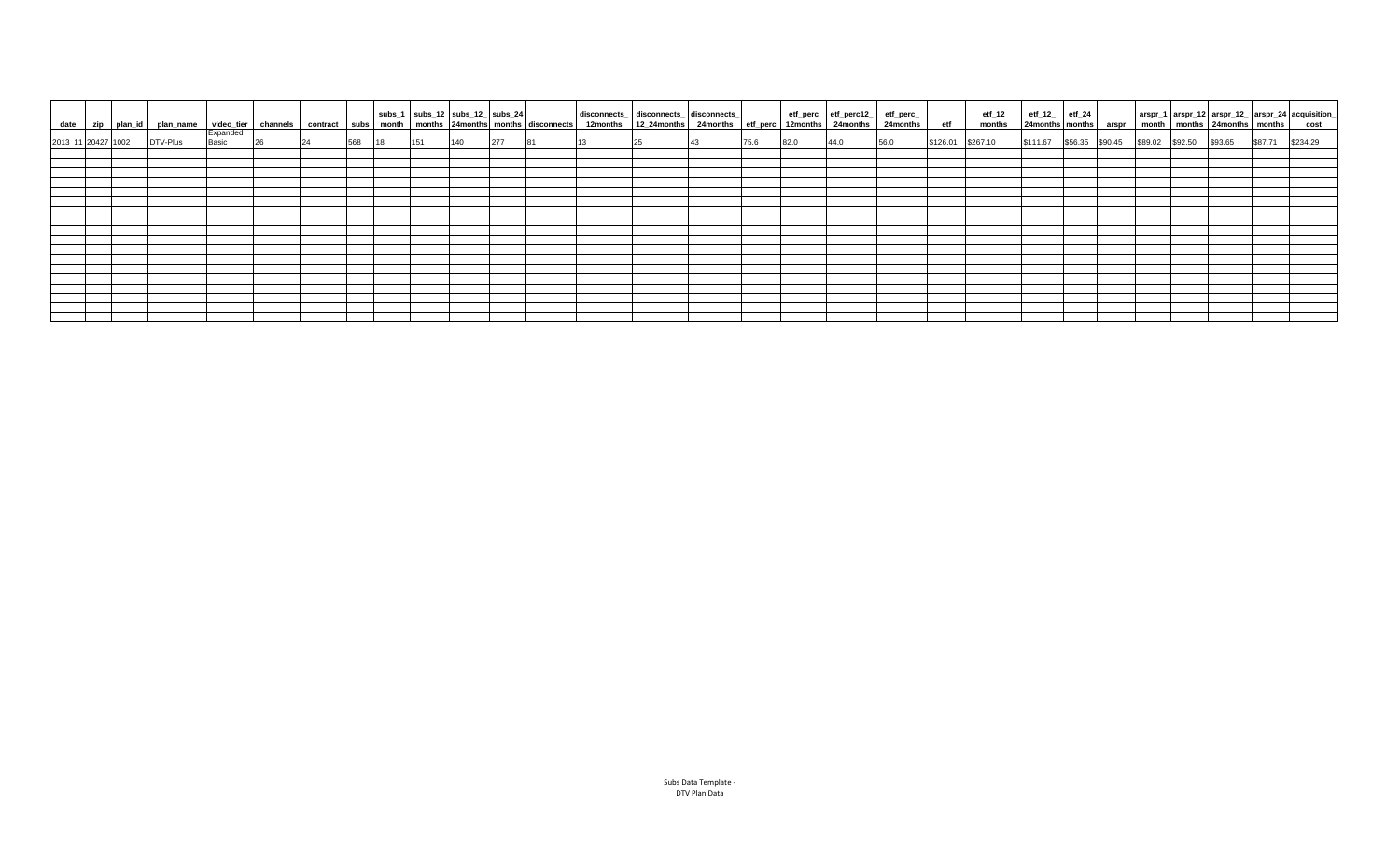| date | zip | plan_id | plan_name | video_tier | channels | contract | subs | subs_1 month | subs_12 months | subs_12_24months | subs_24 months | disconnects | disconnects_12months | disconnects_12_24months | disconnects_24months | etf_perc | etf_perc 12months | etf_perc12_24months | etf_perc_24months | etf | etf_12 months | etf_12_24months | etf_24 months | arspr | arspr_1 month | arspr_12 months | arspr_12_24months | arspr_24 months | acquisition_cost |
|---|---|---|---|---|---|---|---|---|---|---|---|---|---|---|---|---|---|---|---|---|---|---|---|---|---|---|---|---|---|
| 2013_11 | 20427 | 1002 | DTV-Plus | Expanded Basic | 26 | 24 | 568 | 18 | 151 | 140 | 277 | 81 | 13 | 25 | 43 | 75.6 | 82.0 | 44.0 | 56.0 | $126.01 | $267.10 | $111.67 | $56.35 | $90.45 | $89.02 | $92.50 | $93.65 | $87.71 | $234.29 |
| | | | | | | | | | | | | | | | | | | | | | | | | | | | | | |
| | | | | | | | | | | | | | | | | | | | | | | | | | | | | | |
| | | | | | | | | | | | | | | | | | | | | | | | | | | | | | |
| | | | | | | | | | | | | | | | | | | | | | | | | | | | | | |
| | | | | | | | | | | | | | | | | | | | | | | | | | | | | | |
| | | | | | | | | | | | | | | | | | | | | | | | | | | | | | |
| | | | | | | | | | | | | | | | | | | | | | | | | | | | | | |
| | | | | | | | | | | | | | | | | | | | | | | | | | | | | | |
| | | | | | | | | | | | | | | | | | | | | | | | | | | | | | |
| | | | | | | | | | | | | | | | | | | | | | | | | | | | | | |
| | | | | | | | | | | | | | | | | | | | | | | | | | | | | | |
| | | | | | | | | | | | | | | | | | | | | | | | | | | | | | |
| | | | | | | | | | | | | | | | | | | | | | | | | | | | | | |
| | | | | | | | | | | | | | | | | | | | | | | | | | | | | | |
| | | | | | | | | | | | | | | | | | | | | | | | | | | | | | |
| | | | | | | | | | | | | | | | | | | | | | | | | | | | | | |
| | | | | | | | | | | | | | | | | | | | | | | | | | | | | | |
| | | | | | | | | | | | | | | | | | | | | | | | | | | | | | |